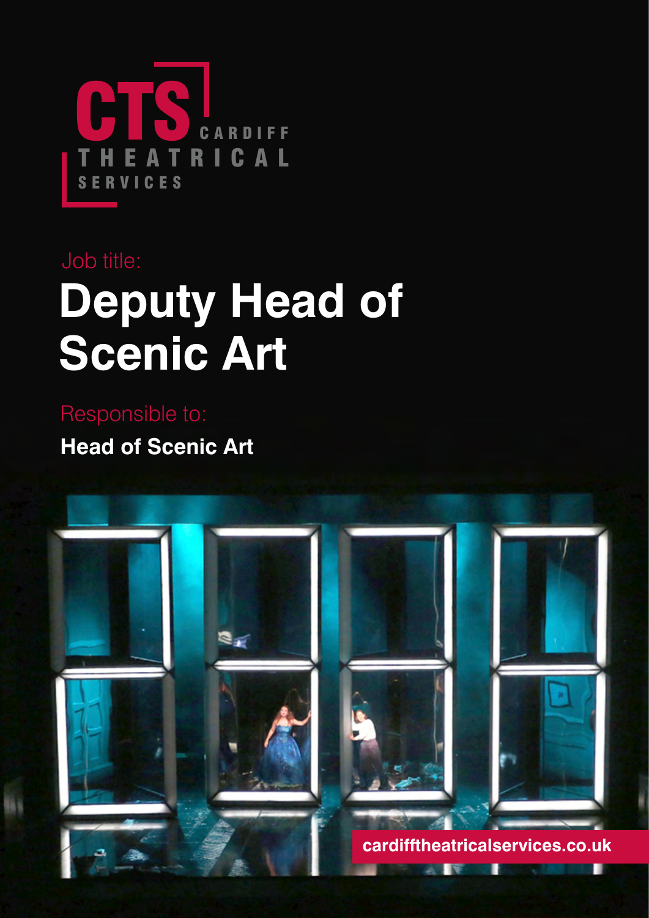CTS CARDIFF THEATRICAL SERVICES

Job title:

# Deputy Head of Scenic Art

Responsible to:

**Head of Scenic Art**

cardifftheatricalservices.co.uk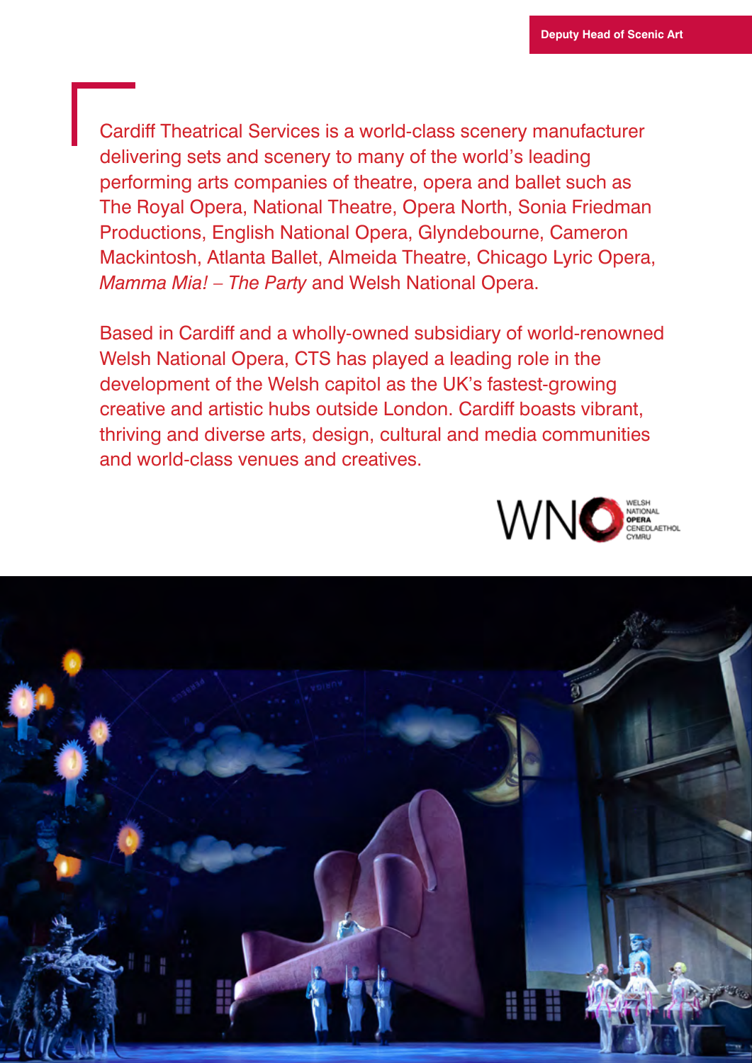Cardiff Theatrical Services is a world-class scenery manufacturer delivering sets and scenery to many of the world's leading performing arts companies of theatre, opera and ballet such as The Royal Opera, National Theatre, Opera North, Sonia Friedman Productions, English National Opera, Glyndebourne, Cameron Mackintosh, Atlanta Ballet, Almeida Theatre, Chicago Lyric Opera, *Mamma Mia! – The Party* and Welsh National Opera.

Based in Cardiff and a wholly-owned subsidiary of world-renowned Welsh National Opera, CTS has played a leading role in the development of the Welsh capitol as the UK's fastest-growing creative and artistic hubs outside London. Cardiff boasts vibrant, thriving and diverse arts, design, cultural and media communities and world-class venues and creatives.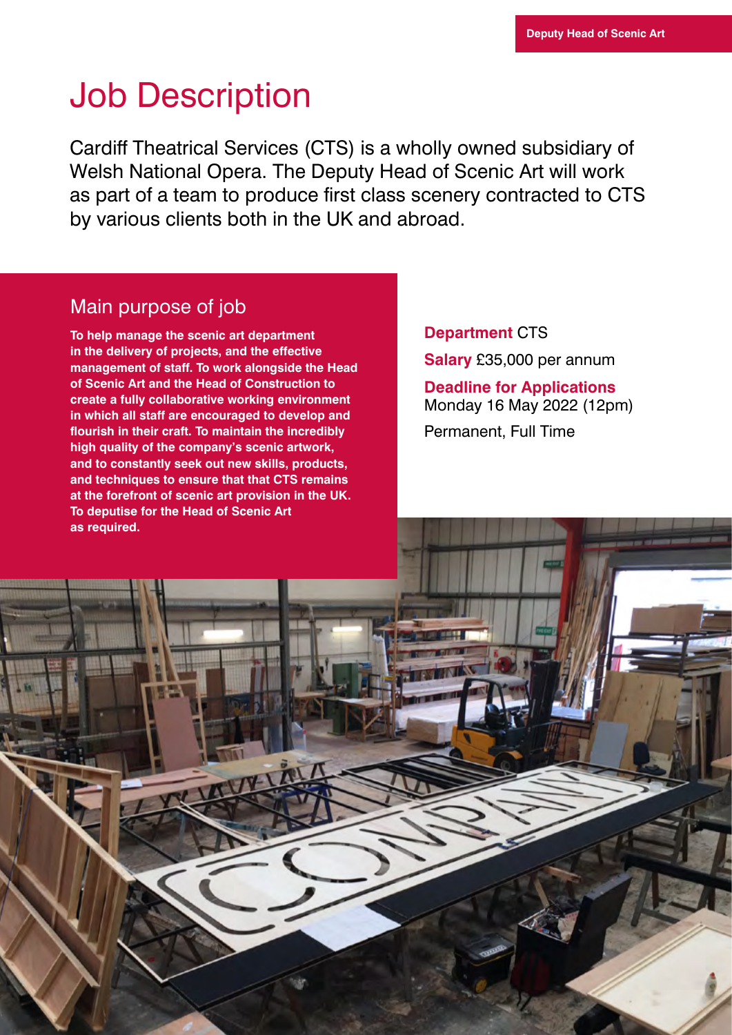# Job Description

Cardiff Theatrical Services (CTS) is a wholly owned subsidiary of Welsh National Opera. The Deputy Head of Scenic Art will work as part of a team to produce first class scenery contracted to CTS by various clients both in the UK and abroad.

## Main purpose of job

**To help manage the scenic art department in the delivery of projects, and the effective management of staff. To work alongside the Head of Scenic Art and the Head of Construction to create a fully collaborative working environment in which all staff are encouraged to develop and flourish in their craft. To maintain the incredibly high quality of the company's scenic artwork, and to constantly seek out new skills, products, and techniques to ensure that that CTS remains at the forefront of scenic art provision in the UK. To deputise for the Head of Scenic Art as required.**

**Department** CTS

**Salary** £35,000 per annum

**Deadline for Applications**
Monday 16 May 2022 (12pm)

Permanent, Full Time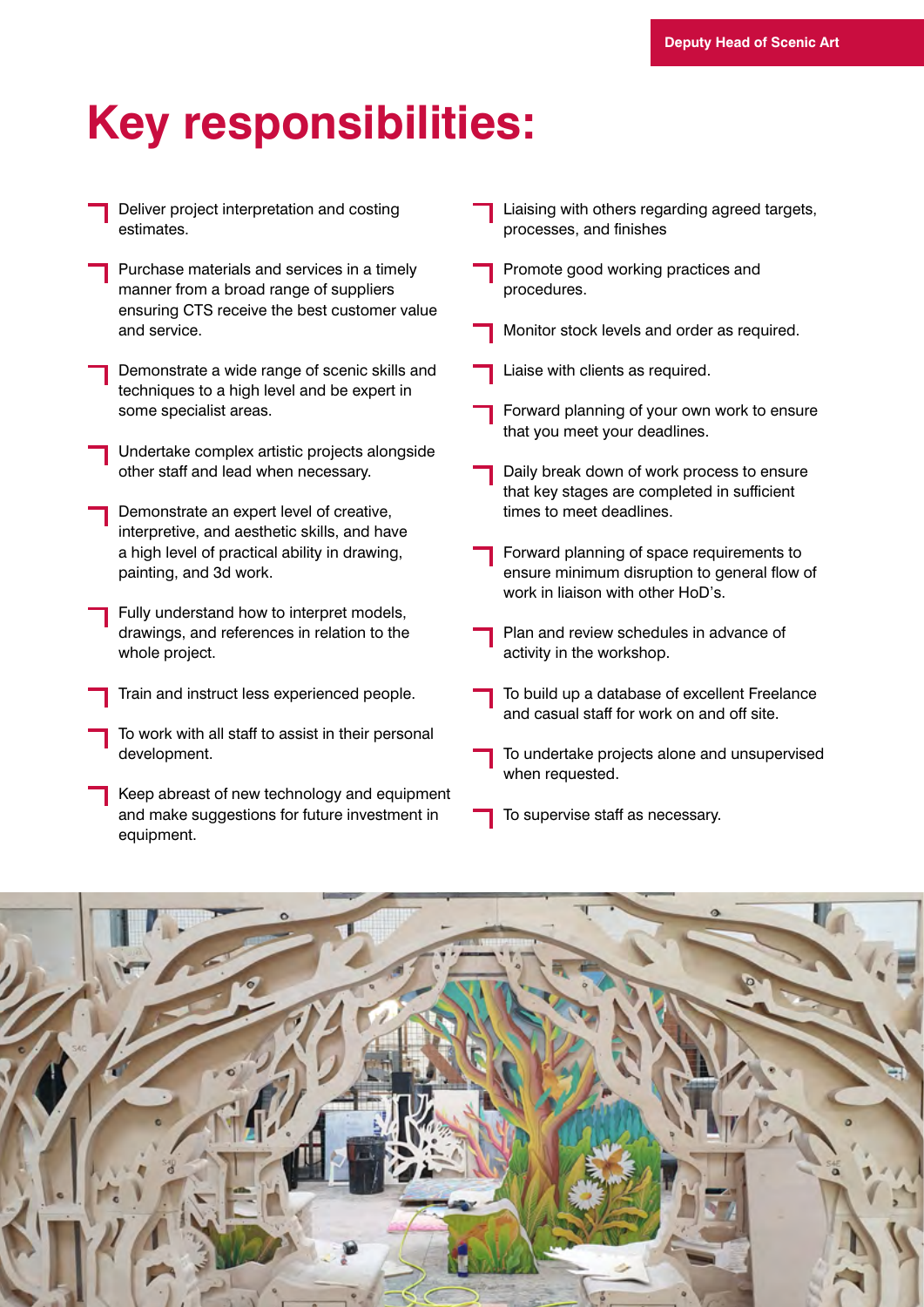# Key responsibilities:

- Deliver project interpretation and costing estimates.
- Purchase materials and services in a timely manner from a broad range of suppliers ensuring CTS receive the best customer value and service.
- Demonstrate a wide range of scenic skills and techniques to a high level and be expert in some specialist areas.
- Undertake complex artistic projects alongside other staff and lead when necessary.
- Demonstrate an expert level of creative, interpretive, and aesthetic skills, and have a high level of practical ability in drawing, painting, and 3d work.
- Fully understand how to interpret models, drawings, and references in relation to the whole project.
- Train and instruct less experienced people.
- To work with all staff to assist in their personal development.
- Keep abreast of new technology and equipment and make suggestions for future investment in equipment.
- Liaising with others regarding agreed targets, processes, and finishes
- Promote good working practices and procedures.
- Monitor stock levels and order as required.
- Liaise with clients as required.
- Forward planning of your own work to ensure that you meet your deadlines.
- Daily break down of work process to ensure that key stages are completed in sufficient times to meet deadlines.
- Forward planning of space requirements to ensure minimum disruption to general flow of work in liaison with other HoD's.
- Plan and review schedules in advance of activity in the workshop.
- To build up a database of excellent Freelance and casual staff for work on and off site.
- To undertake projects alone and unsupervised when requested.
- To supervise staff as necessary.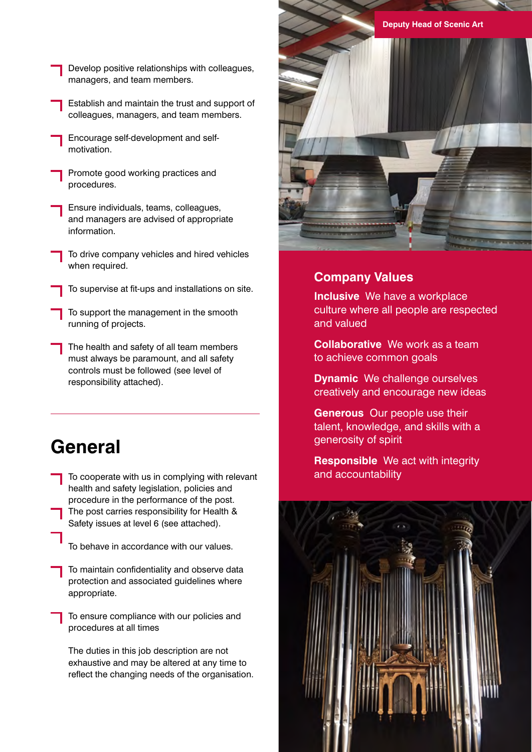- Develop positive relationships with colleagues, managers, and team members.
- Establish and maintain the trust and support of colleagues, managers, and team members.
- Encourage self-development and self-motivation.
- Promote good working practices and procedures.
- Ensure individuals, teams, colleagues, and managers are advised of appropriate information.
- To drive company vehicles and hired vehicles when required.
- To supervise at fit-ups and installations on site.
- To support the management in the smooth running of projects.
- The health and safety of all team members must always be paramount, and all safety controls must be followed (see level of responsibility attached).

---

# General

- To cooperate with us in complying with relevant health and safety legislation, policies and procedure in the performance of the post.
- The post carries responsibility for Health & Safety issues at level 6 (see attached).
- To behave in accordance with our values.
- To maintain confidentiality and observe data protection and associated guidelines where appropriate.
- To ensure compliance with our policies and procedures at all times

The duties in this job description are not exhaustive and may be altered at any time to reflect the changing needs of the organisation.

Deputy Head of Scenic Art

## Company Values

**Inclusive** We have a workplace culture where all people are respected and valued

**Collaborative** We work as a team to achieve common goals

**Dynamic** We challenge ourselves creatively and encourage new ideas

**Generous** Our people use their talent, knowledge, and skills with a generosity of spirit

**Responsible** We act with integrity and accountability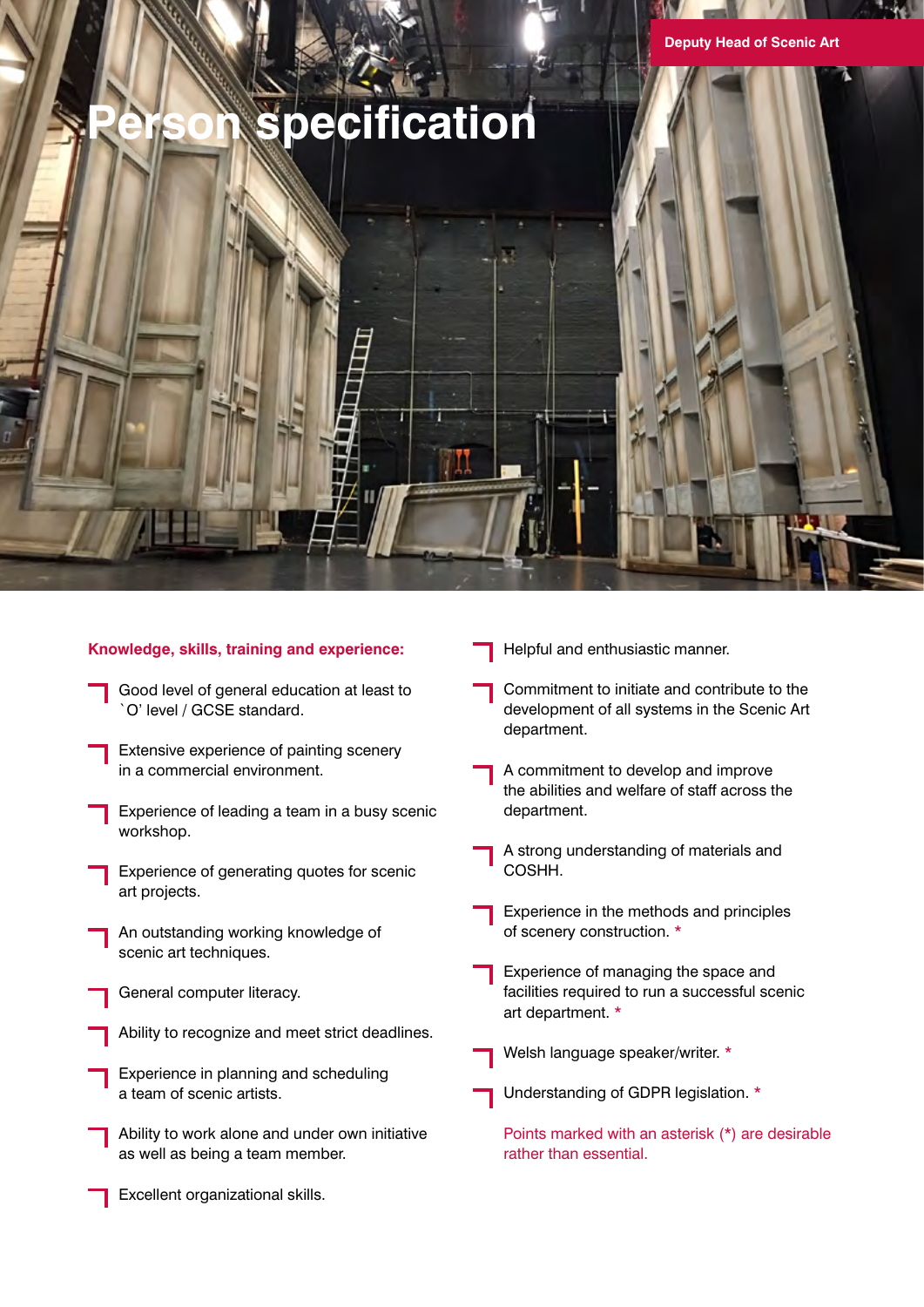Deputy Head of Scenic Art

# Person specification

### Knowledge, skills, training and experience:

- Good level of general education at least to `O' level / GCSE standard.
- Extensive experience of painting scenery in a commercial environment.
- Experience of leading a team in a busy scenic workshop.
- Experience of generating quotes for scenic art projects.
- An outstanding working knowledge of scenic art techniques.
- General computer literacy.
- Ability to recognize and meet strict deadlines.
- Experience in planning and scheduling a team of scenic artists.
- Ability to work alone and under own initiative as well as being a team member.
- Excellent organizational skills.
- Helpful and enthusiastic manner.
- Commitment to initiate and contribute to the development of all systems in the Scenic Art department.
- A commitment to develop and improve the abilities and welfare of staff across the department.
- A strong understanding of materials and COSHH.
- Experience in the methods and principles of scenery construction. *
- Experience of managing the space and facilities required to run a successful scenic art department. *
- Welsh language speaker/writer. *
- Understanding of GDPR legislation. *

Points marked with an asterisk (*) are desirable rather than essential.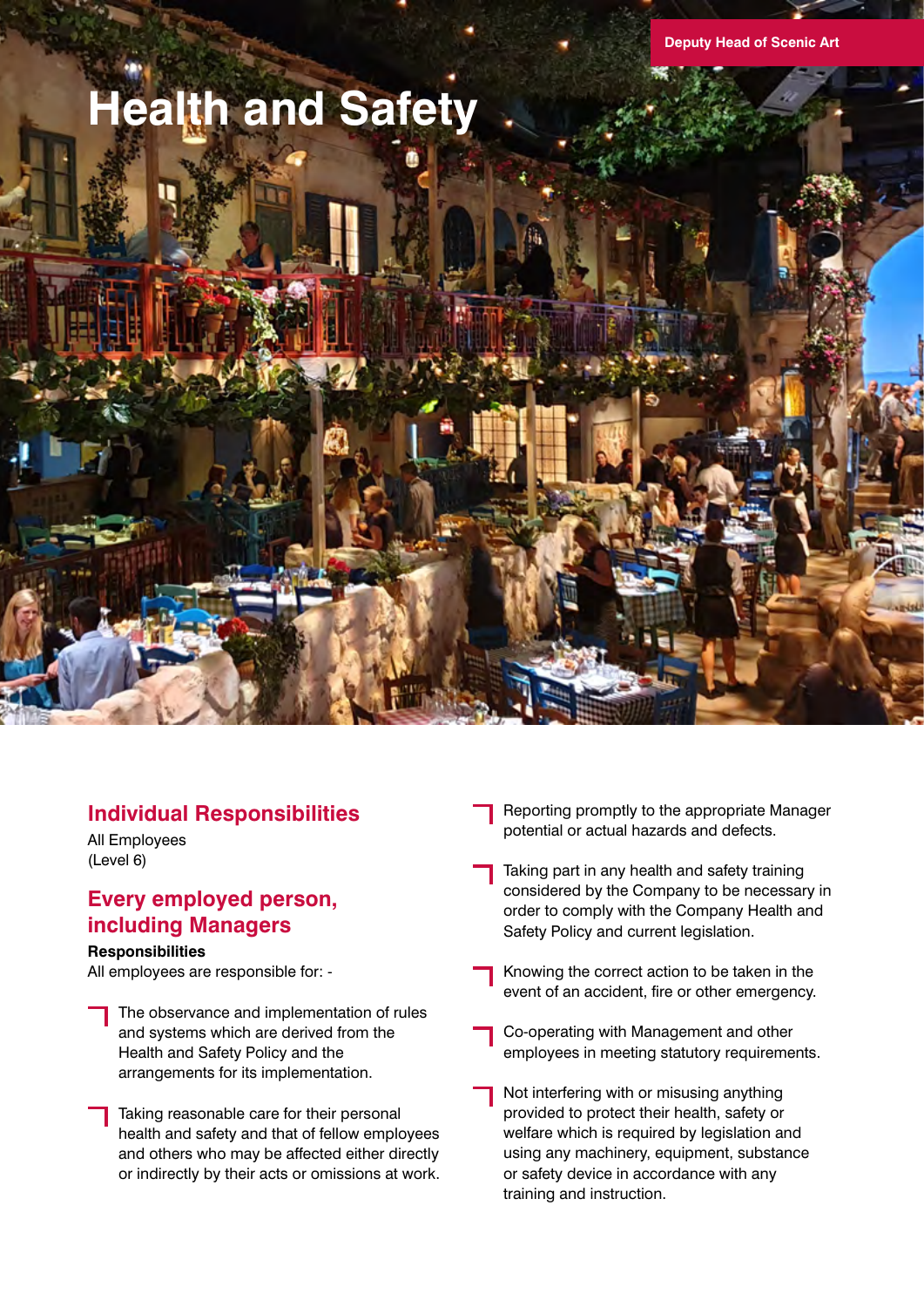# Health and Safety

## Individual Responsibilities

All Employees
(Level 6)

## Every employed person, including Managers

**Responsibilities**

All employees are responsible for: -

- The observance and implementation of rules and systems which are derived from the Health and Safety Policy and the arrangements for its implementation.
- Taking reasonable care for their personal health and safety and that of fellow employees and others who may be affected either directly or indirectly by their acts or omissions at work.
- Reporting promptly to the appropriate Manager potential or actual hazards and defects.
- Taking part in any health and safety training considered by the Company to be necessary in order to comply with the Company Health and Safety Policy and current legislation.
- Knowing the correct action to be taken in the event of an accident, fire or other emergency.
- Co-operating with Management and other employees in meeting statutory requirements.
- Not interfering with or misusing anything provided to protect their health, safety or welfare which is required by legislation and using any machinery, equipment, substance or safety device in accordance with any training and instruction.